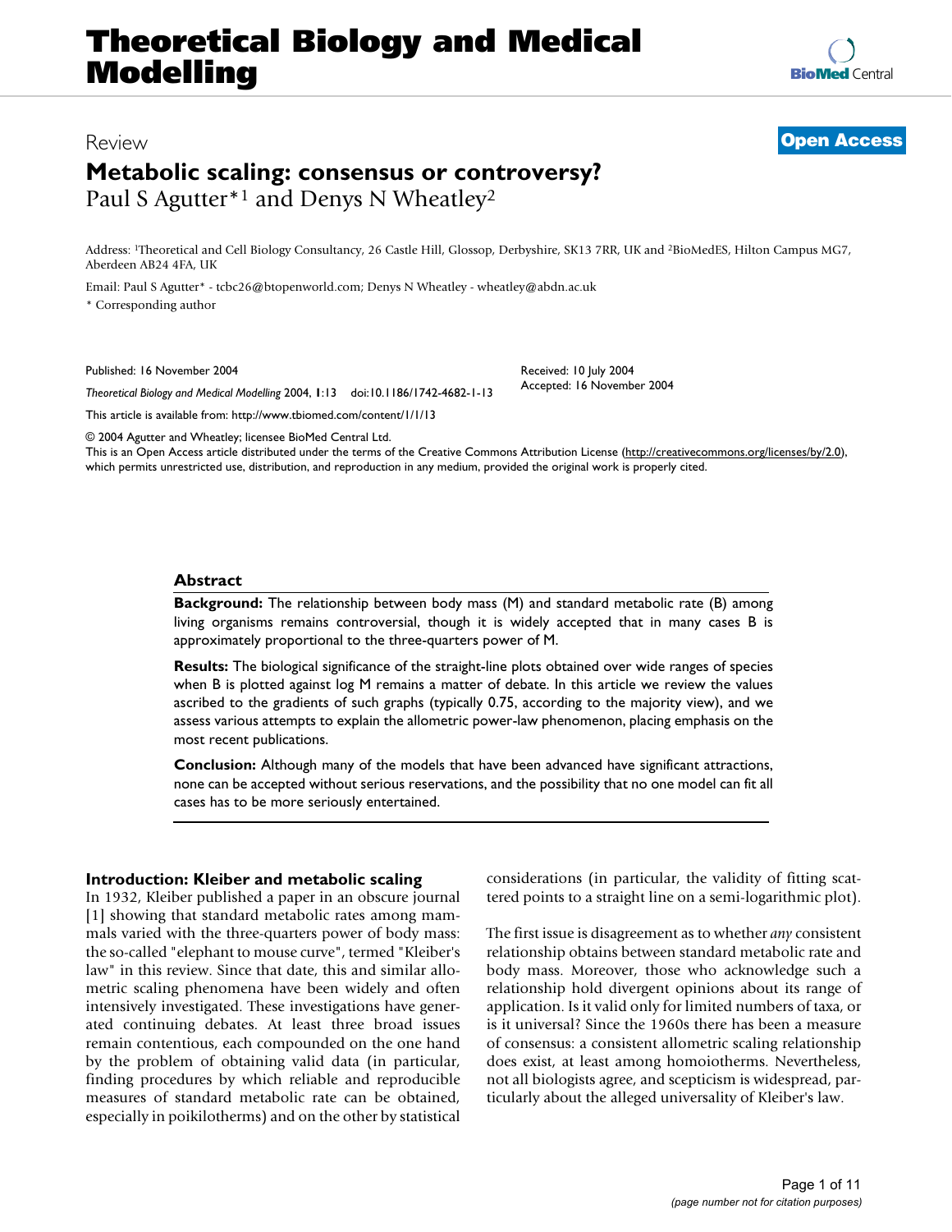# Theoretical Biology and Medical Modelling

Review

**Open Access**

# Metabolic scaling: consensus or controversy?

Paul S Agutter*[1] and Denys N Wheatley[2]

Address: [1]Theoretical and Cell Biology Consultancy, 26 Castle Hill, Glossop, Derbyshire, SK13 7RR, UK and [2]BioMedES, Hilton Campus MG7, Aberdeen AB24 4FA, UK

Email: Paul S Agutter* - tcbc26@btopenworld.com; Denys N Wheatley - wheatley@abdn.ac.uk

* Corresponding author

Published: 16 November 2004

*Theoretical Biology and Medical Modelling* 2004, **1**:13 doi:10.1186/1742-4682-1-13

Received: 10 July 2004
Accepted: 16 November 2004

This article is available from: http://www.tbiomed.com/content/1/1/13

© 2004 Agutter and Wheatley; licensee BioMed Central Ltd.
This is an Open Access article distributed under the terms of the Creative Commons Attribution License (http://creativecommons.org/licenses/by/2.0), which permits unrestricted use, distribution, and reproduction in any medium, provided the original work is properly cited.

## Abstract

**Background:** The relationship between body mass (M) and standard metabolic rate (B) among living organisms remains controversial, though it is widely accepted that in many cases B is approximately proportional to the three-quarters power of M.

**Results:** The biological significance of the straight-line plots obtained over wide ranges of species when B is plotted against log M remains a matter of debate. In this article we review the values ascribed to the gradients of such graphs (typically 0.75, according to the majority view), and we assess various attempts to explain the allometric power-law phenomenon, placing emphasis on the most recent publications.

**Conclusion:** Although many of the models that have been advanced have significant attractions, none can be accepted without serious reservations, and the possibility that no one model can fit all cases has to be more seriously entertained.

## Introduction: Kleiber and metabolic scaling

In 1932, Kleiber published a paper in an obscure journal [1] showing that standard metabolic rates among mammals varied with the three-quarters power of body mass: the so-called "elephant to mouse curve", termed "Kleiber's law" in this review. Since that date, this and similar allometric scaling phenomena have been widely and often intensively investigated. These investigations have generated continuing debates. At least three broad issues remain contentious, each compounded on the one hand by the problem of obtaining valid data (in particular, finding procedures by which reliable and reproducible measures of standard metabolic rate can be obtained, especially in poikilotherms) and on the other by statistical considerations (in particular, the validity of fitting scattered points to a straight line on a semi-logarithmic plot).

The first issue is disagreement as to whether *any* consistent relationship obtains between standard metabolic rate and body mass. Moreover, those who acknowledge such a relationship hold divergent opinions about its range of application. Is it valid only for limited numbers of taxa, or is it universal? Since the 1960s there has been a measure of consensus: a consistent allometric scaling relationship does exist, at least among homoiotherms. Nevertheless, not all biologists agree, and scepticism is widespread, particularly about the alleged universality of Kleiber's law.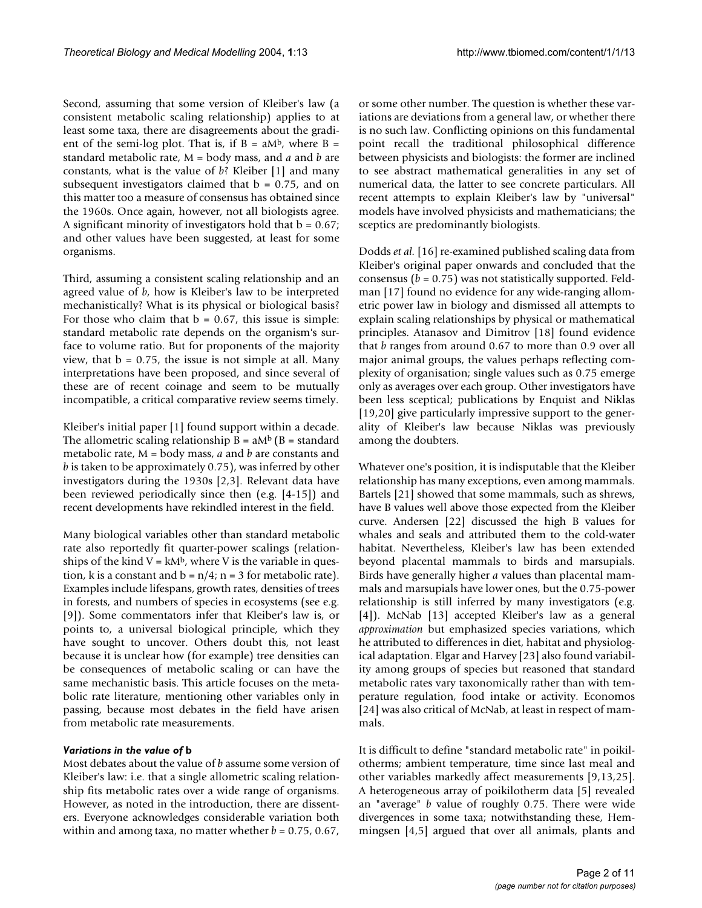Second, assuming that some version of Kleiber's law (a consistent metabolic scaling relationship) applies to at least some taxa, there are disagreements about the gradient of the semi-log plot. That is, if $B = aM^b$, where B = standard metabolic rate, M = body mass, and *a* and *b* are constants, what is the value of *b*? Kleiber [1] and many subsequent investigators claimed that $b = 0.75$, and on this matter too a measure of consensus has obtained since the 1960s. Once again, however, not all biologists agree. A significant minority of investigators hold that $b = 0.67$; and other values have been suggested, at least for some organisms.

Third, assuming a consistent scaling relationship and an agreed value of *b*, how is Kleiber's law to be interpreted mechanistically? What is its physical or biological basis? For those who claim that $b = 0.67$, this issue is simple: standard metabolic rate depends on the organism's surface to volume ratio. But for proponents of the majority view, that $b = 0.75$, the issue is not simple at all. Many interpretations have been proposed, and since several of these are of recent coinage and seem to be mutually incompatible, a critical comparative review seems timely.

Kleiber's initial paper [1] found support within a decade. The allometric scaling relationship $B = aM^b$ (B = standard metabolic rate, M = body mass, *a* and *b* are constants and *b* is taken to be approximately 0.75), was inferred by other investigators during the 1930s [2,3]. Relevant data have been reviewed periodically since then (e.g. [4-15]) and recent developments have rekindled interest in the field.

Many biological variables other than standard metabolic rate also reportedly fit quarter-power scalings (relationships of the kind $V = kM^b$, where V is the variable in question, k is a constant and $b = n/4$; $n = 3$ for metabolic rate). Examples include lifespans, growth rates, densities of trees in forests, and numbers of species in ecosystems (see e.g. [9]). Some commentators infer that Kleiber's law is, or points to, a universal biological principle, which they have sought to uncover. Others doubt this, not least because it is unclear how (for example) tree densities can be consequences of metabolic scaling or can have the same mechanistic basis. This article focuses on the metabolic rate literature, mentioning other variables only in passing, because most debates in the field have arisen from metabolic rate measurements.

### *Variations in the value of* b

Most debates about the value of *b* assume some version of Kleiber's law: i.e. that a single allometric scaling relationship fits metabolic rates over a wide range of organisms. However, as noted in the introduction, there are dissenters. Everyone acknowledges considerable variation both within and among taxa, no matter whether $b = 0.75$, $0.67$, or some other number. The question is whether these variations are deviations from a general law, or whether there is no such law. Conflicting opinions on this fundamental point recall the traditional philosophical difference between physicists and biologists: the former are inclined to see abstract mathematical generalities in any set of numerical data, the latter to see concrete particulars. All recent attempts to explain Kleiber's law by "universal" models have involved physicists and mathematicians; the sceptics are predominantly biologists.

Dodds *et al.* [16] re-examined published scaling data from Kleiber's original paper onwards and concluded that the consensus ($b = 0.75$) was not statistically supported. Feldman [17] found no evidence for any wide-ranging allometric power law in biology and dismissed all attempts to explain scaling relationships by physical or mathematical principles. Atanasov and Dimitrov [18] found evidence that *b* ranges from around 0.67 to more than 0.9 over all major animal groups, the values perhaps reflecting complexity of organisation; single values such as 0.75 emerge only as averages over each group. Other investigators have been less sceptical; publications by Enquist and Niklas [19,20] give particularly impressive support to the generality of Kleiber's law because Niklas was previously among the doubters.

Whatever one's position, it is indisputable that the Kleiber relationship has many exceptions, even among mammals. Bartels [21] showed that some mammals, such as shrews, have B values well above those expected from the Kleiber curve. Andersen [22] discussed the high B values for whales and seals and attributed them to the cold-water habitat. Nevertheless, Kleiber's law has been extended beyond placental mammals to birds and marsupials. Birds have generally higher *a* values than placental mammals and marsupials have lower ones, but the 0.75-power relationship is still inferred by many investigators (e.g. [4]). McNab [13] accepted Kleiber's law as a general *approximation* but emphasized species variations, which he attributed to differences in diet, habitat and physiological adaptation. Elgar and Harvey [23] also found variability among groups of species but reasoned that standard metabolic rates vary taxonomically rather than with temperature regulation, food intake or activity. Economos [24] was also critical of McNab, at least in respect of mammals.

It is difficult to define "standard metabolic rate" in poikilotherms; ambient temperature, time since last meal and other variables markedly affect measurements [9,13,25]. A heterogeneous array of poikilotherm data [5] revealed an "average" *b* value of roughly 0.75. There were wide divergences in some taxa; notwithstanding these, Hemmingsen [4,5] argued that over all animals, plants and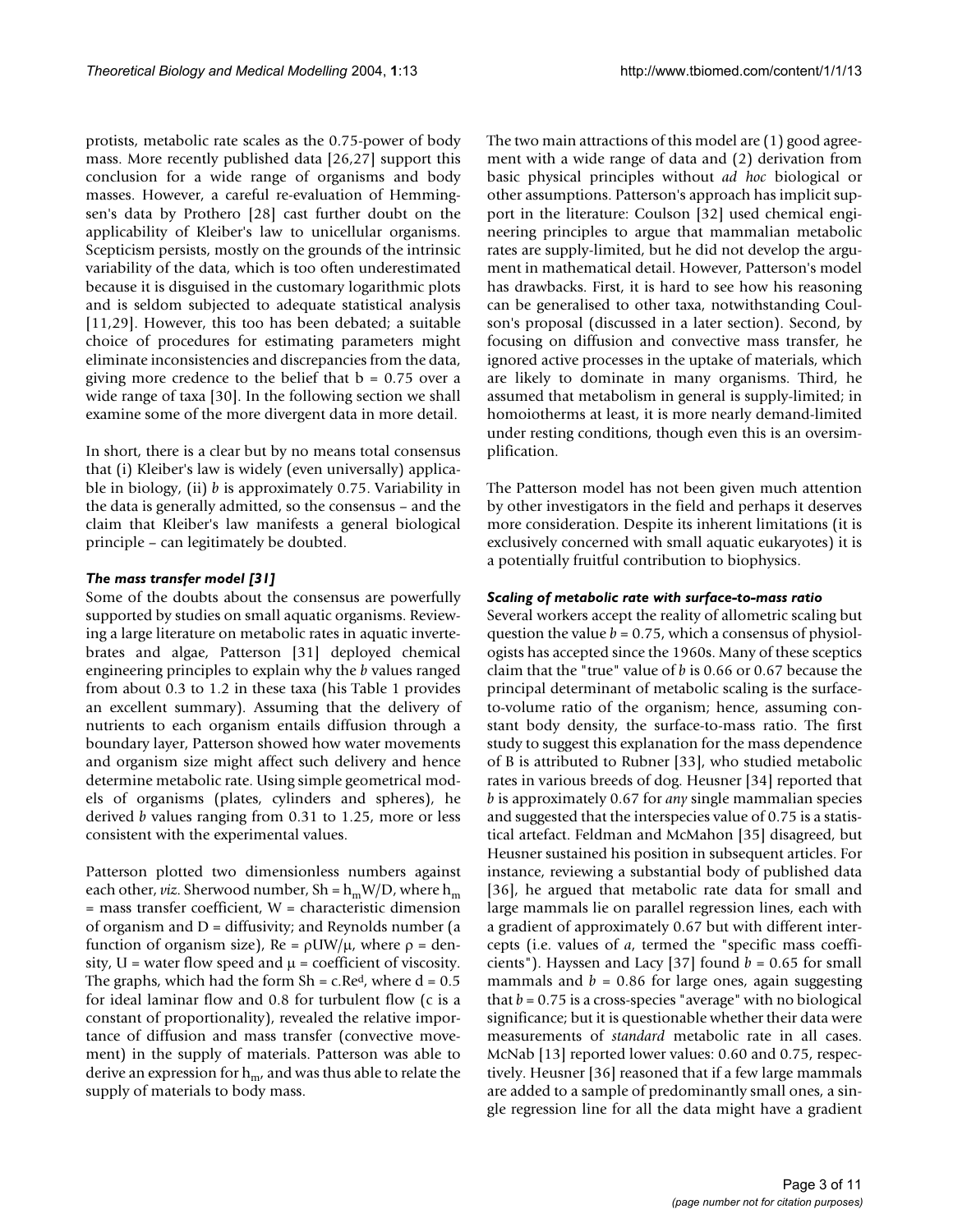protists, metabolic rate scales as the 0.75-power of body mass. More recently published data [26,27] support this conclusion for a wide range of organisms and body masses. However, a careful re-evaluation of Hemmingsen's data by Prothero [28] cast further doubt on the applicability of Kleiber's law to unicellular organisms. Scepticism persists, mostly on the grounds of the intrinsic variability of the data, which is too often underestimated because it is disguised in the customary logarithmic plots and is seldom subjected to adequate statistical analysis [11,29]. However, this too has been debated; a suitable choice of procedures for estimating parameters might eliminate inconsistencies and discrepancies from the data, giving more credence to the belief that $b = 0.75$ over a wide range of taxa [30]. In the following section we shall examine some of the more divergent data in more detail.

In short, there is a clear but by no means total consensus that (i) Kleiber's law is widely (even universally) applicable in biology, (ii) $b$ is approximately 0.75. Variability in the data is generally admitted, so the consensus – and the claim that Kleiber's law manifests a general biological principle – can legitimately be doubted.

### *The mass transfer model [31]*

Some of the doubts about the consensus are powerfully supported by studies on small aquatic organisms. Reviewing a large literature on metabolic rates in aquatic invertebrates and algae, Patterson [31] deployed chemical engineering principles to explain why the $b$ values ranged from about 0.3 to 1.2 in these taxa (his Table 1 provides an excellent summary). Assuming that the delivery of nutrients to each organism entails diffusion through a boundary layer, Patterson showed how water movements and organism size might affect such delivery and hence determine metabolic rate. Using simple geometrical models of organisms (plates, cylinders and spheres), he derived $b$ values ranging from 0.31 to 1.25, more or less consistent with the experimental values.

Patterson plotted two dimensionless numbers against each other, *viz*. Sherwood number, $Sh = h_m W/D$, where $h_m$ = mass transfer coefficient, $W$ = characteristic dimension of organism and $D$ = diffusivity; and Reynolds number (a function of organism size), $Re = \rho UW/\mu$, where $\rho$ = density, $U$ = water flow speed and $\mu$ = coefficient of viscosity. The graphs, which had the form $Sh = c.Re^d$, where $d = 0.5$ for ideal laminar flow and 0.8 for turbulent flow ($c$ is a constant of proportionality), revealed the relative importance of diffusion and mass transfer (convective movement) in the supply of materials. Patterson was able to derive an expression for $h_m$, and was thus able to relate the supply of materials to body mass.

The two main attractions of this model are (1) good agreement with a wide range of data and (2) derivation from basic physical principles without *ad hoc* biological or other assumptions. Patterson's approach has implicit support in the literature: Coulson [32] used chemical engineering principles to argue that mammalian metabolic rates are supply-limited, but he did not develop the argument in mathematical detail. However, Patterson's model has drawbacks. First, it is hard to see how his reasoning can be generalised to other taxa, notwithstanding Coulson's proposal (discussed in a later section). Second, by focusing on diffusion and convective mass transfer, he ignored active processes in the uptake of materials, which are likely to dominate in many organisms. Third, he assumed that metabolism in general is supply-limited; in homoiotherms at least, it is more nearly demand-limited under resting conditions, though even this is an oversimplification.

The Patterson model has not been given much attention by other investigators in the field and perhaps it deserves more consideration. Despite its inherent limitations (it is exclusively concerned with small aquatic eukaryotes) it is a potentially fruitful contribution to biophysics.

### *Scaling of metabolic rate with surface-to-mass ratio*

Several workers accept the reality of allometric scaling but question the value $b = 0.75$, which a consensus of physiologists has accepted since the 1960s. Many of these sceptics claim that the "true" value of $b$ is 0.66 or 0.67 because the principal determinant of metabolic scaling is the surface-to-volume ratio of the organism; hence, assuming constant body density, the surface-to-mass ratio. The first study to suggest this explanation for the mass dependence of B is attributed to Rubner [33], who studied metabolic rates in various breeds of dog. Heusner [34] reported that $b$ is approximately 0.67 for *any* single mammalian species and suggested that the interspecies value of 0.75 is a statistical artefact. Feldman and McMahon [35] disagreed, but Heusner sustained his position in subsequent articles. For instance, reviewing a substantial body of published data [36], he argued that metabolic rate data for small and large mammals lie on parallel regression lines, each with a gradient of approximately 0.67 but with different intercepts (i.e. values of $a$, termed the "specific mass coefficients"). Hayssen and Lacy [37] found $b = 0.65$ for small mammals and $b = 0.86$ for large ones, again suggesting that $b = 0.75$ is a cross-species "average" with no biological significance; but it is questionable whether their data were measurements of *standard* metabolic rate in all cases. McNab [13] reported lower values: 0.60 and 0.75, respectively. Heusner [36] reasoned that if a few large mammals are added to a sample of predominantly small ones, a single regression line for all the data might have a gradient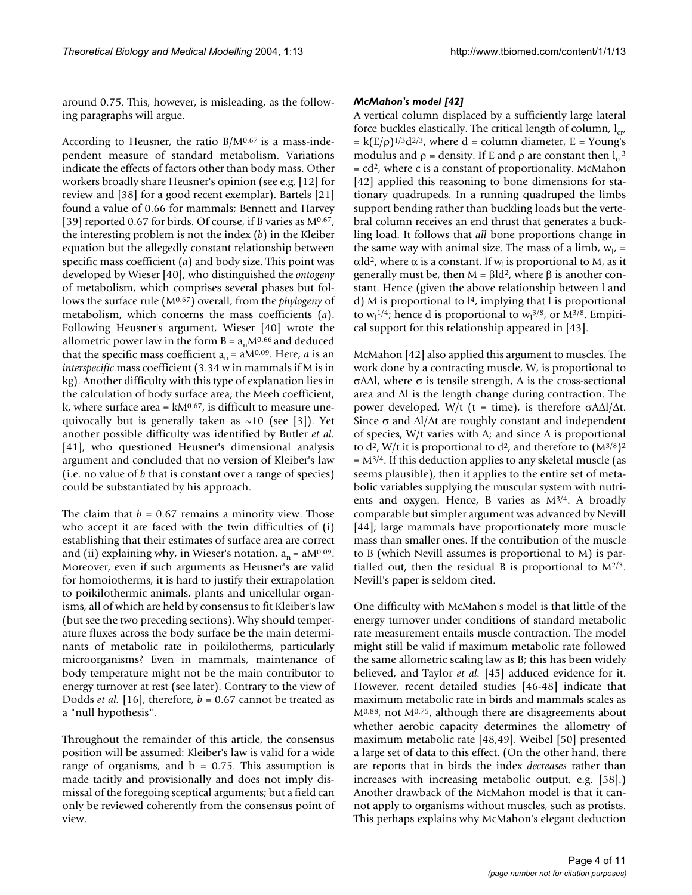around 0.75. This, however, is misleading, as the following paragraphs will argue.

According to Heusner, the ratio $B/M^{0.67}$ is a mass-independent measure of standard metabolism. Variations indicate the effects of factors other than body mass. Other workers broadly share Heusner's opinion (see e.g. [12] for review and [38] for a good recent exemplar). Bartels [21] found a value of 0.66 for mammals; Bennett and Harvey [39] reported 0.67 for birds. Of course, if B varies as $M^{0.67}$, the interesting problem is not the index (*b*) in the Kleiber equation but the allegedly constant relationship between specific mass coefficient (*a*) and body size. This point was developed by Wieser [40], who distinguished the *ontogeny* of metabolism, which comprises several phases but follows the surface rule ($M^{0.67}$) overall, from the *phylogeny* of metabolism, which concerns the mass coefficients (*a*). Following Heusner's argument, Wieser [40] wrote the allometric power law in the form $B = a_n M^{0.66}$ and deduced that the specific mass coefficient $a_n = aM^{0.09}$. Here, *a* is an *interspecific* mass coefficient (3.34 w in mammals if M is in kg). Another difficulty with this type of explanation lies in the calculation of body surface area; the Meeh coefficient, k, where surface area = $kM^{0.67}$, is difficult to measure unequivocally but is generally taken as ~10 (see [3]). Yet another possible difficulty was identified by Butler *et al.* [41], who questioned Heusner's dimensional analysis argument and concluded that no version of Kleiber's law (i.e. no value of *b* that is constant over a range of species) could be substantiated by his approach.

The claim that *b* = 0.67 remains a minority view. Those who accept it are faced with the twin difficulties of (i) establishing that their estimates of surface area are correct and (ii) explaining why, in Wieser's notation, $a_n = aM^{0.09}$. Moreover, even if such arguments as Heusner's are valid for homoiotherms, it is hard to justify their extrapolation to poikilothermic animals, plants and unicellular organisms, all of which are held by consensus to fit Kleiber's law (but see the two preceding sections). Why should temperature fluxes across the body surface be the main determinants of metabolic rate in poikilotherms, particularly microorganisms? Even in mammals, maintenance of body temperature might not be the main contributor to energy turnover at rest (see later). Contrary to the view of Dodds *et al.* [16], therefore, *b* = 0.67 cannot be treated as a "null hypothesis".

Throughout the remainder of this article, the consensus position will be assumed: Kleiber's law is valid for a wide range of organisms, and b = 0.75. This assumption is made tacitly and provisionally and does not imply dismissal of the foregoing sceptical arguments; but a field can only be reviewed coherently from the consensus point of view.

### *McMahon's model [42]*

A vertical column displaced by a sufficiently large lateral force buckles elastically. The critical length of column, $l_{cr}$, $= k(E/\rho)^{1/3}d^{2/3}$, where d = column diameter, E = Young's modulus and $\rho$ = density. If E and $\rho$ are constant then $l_{cr}^3 = cd^2$, where c is a constant of proportionality. McMahon [42] applied this reasoning to bone dimensions for stationary quadrupeds. In a running quadruped the limbs support bending rather than buckling loads but the vertebral column receives an end thrust that generates a buckling load. It follows that *all* bone proportions change in the same way with animal size. The mass of a limb, $w_l = \alpha l d^2$, where $\alpha$ is a constant. If $w_l$ is proportional to M, as it generally must be, then $M = \beta l d^2$, where $\beta$ is another constant. Hence (given the above relationship between l and d) M is proportional to $l^4$, implying that l is proportional to $w_l^{1/4}$; hence d is proportional to $w_l^{3/8}$, or $M^{3/8}$. Empirical support for this relationship appeared in [43].

McMahon [42] also applied this argument to muscles. The work done by a contracting muscle, W, is proportional to $\sigma A \Delta l$, where $\sigma$ is tensile strength, A is the cross-sectional area and $\Delta l$ is the length change during contraction. The power developed, W/t (t = time), is therefore $\sigma A \Delta l/\Delta t$. Since $\sigma$ and $\Delta l/\Delta t$ are roughly constant and independent of species, W/t varies with A; and since A is proportional to $d^2$, W/t it is proportional to $d^2$, and therefore to $(M^{3/8})^2 = M^{3/4}$. If this deduction applies to any skeletal muscle (as seems plausible), then it applies to the entire set of metabolic variables supplying the muscular system with nutrients and oxygen. Hence, B varies as $M^{3/4}$. A broadly comparable but simpler argument was advanced by Nevill [44]; large mammals have proportionately more muscle mass than smaller ones. If the contribution of the muscle to B (which Nevill assumes is proportional to M) is partialled out, then the residual B is proportional to $M^{2/3}$. Nevill's paper is seldom cited.

One difficulty with McMahon's model is that little of the energy turnover under conditions of standard metabolic rate measurement entails muscle contraction. The model might still be valid if maximum metabolic rate followed the same allometric scaling law as B; this has been widely believed, and Taylor *et al.* [45] adduced evidence for it. However, recent detailed studies [46-48] indicate that maximum metabolic rate in birds and mammals scales as $M^{0.88}$, not $M^{0.75}$, although there are disagreements about whether aerobic capacity determines the allometry of maximum metabolic rate [48,49]. Weibel [50] presented a large set of data to this effect. (On the other hand, there are reports that in birds the index *decreases* rather than increases with increasing metabolic output, e.g. [58].) Another drawback of the McMahon model is that it cannot apply to organisms without muscles, such as protists. This perhaps explains why McMahon's elegant deduction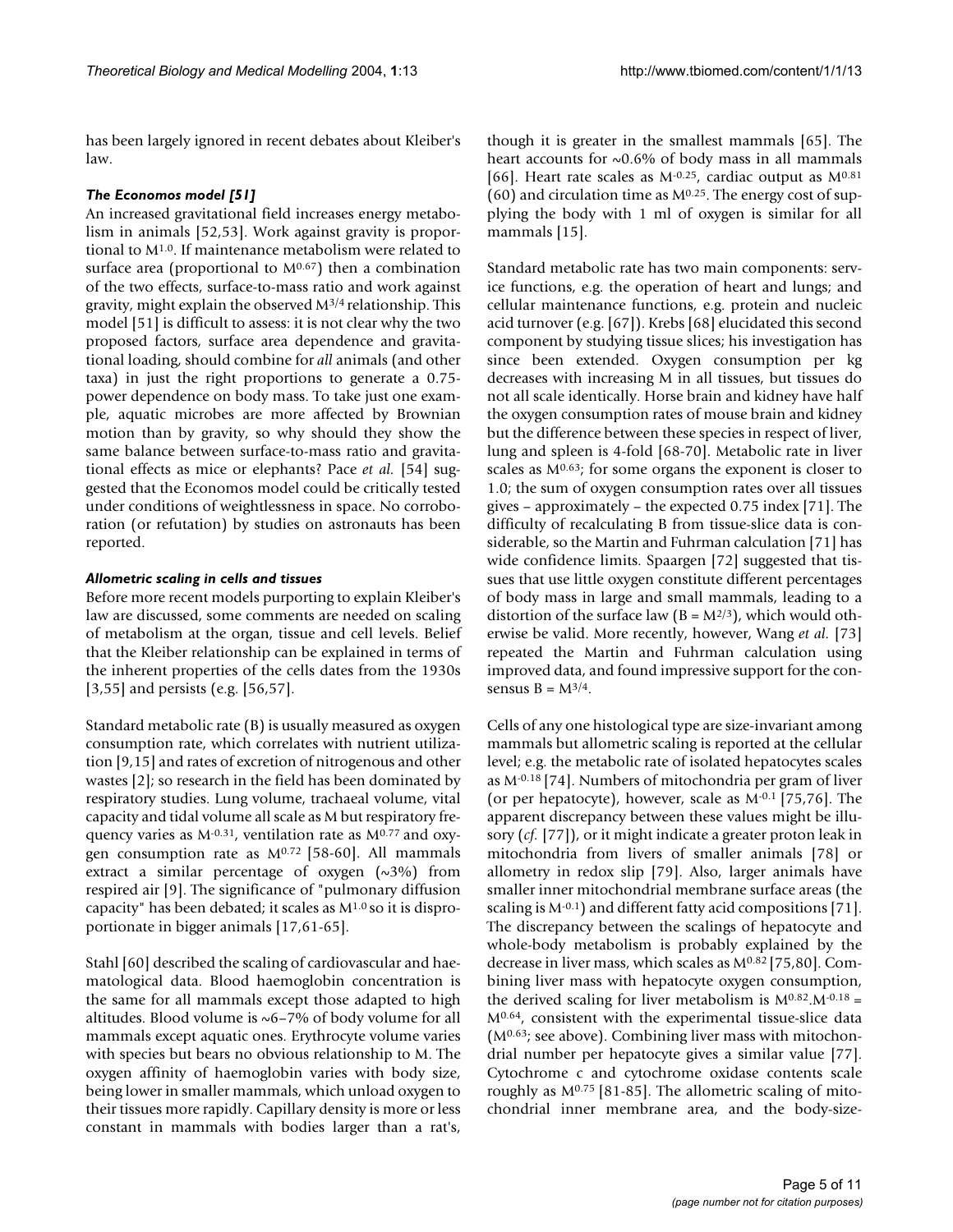has been largely ignored in recent debates about Kleiber's law.

### *The Economos model [51]*

An increased gravitational field increases energy metabolism in animals [52,53]. Work against gravity is proportional to $M^{1.0}$. If maintenance metabolism were related to surface area (proportional to $M^{0.67}$) then a combination of the two effects, surface-to-mass ratio and work against gravity, might explain the observed $M^{3/4}$ relationship. This model [51] is difficult to assess: it is not clear why the two proposed factors, surface area dependence and gravitational loading, should combine for *all* animals (and other taxa) in just the right proportions to generate a 0.75-power dependence on body mass. To take just one example, aquatic microbes are more affected by Brownian motion than by gravity, so why should they show the same balance between surface-to-mass ratio and gravitational effects as mice or elephants? Pace *et al.* [54] suggested that the Economos model could be critically tested under conditions of weightlessness in space. No corroboration (or refutation) by studies on astronauts has been reported.

### *Allometric scaling in cells and tissues*

Before more recent models purporting to explain Kleiber's law are discussed, some comments are needed on scaling of metabolism at the organ, tissue and cell levels. Belief that the Kleiber relationship can be explained in terms of the inherent properties of the cells dates from the 1930s [3,55] and persists (e.g. [56,57].

Standard metabolic rate (B) is usually measured as oxygen consumption rate, which correlates with nutrient utilization [9,15] and rates of excretion of nitrogenous and other wastes [2]; so research in the field has been dominated by respiratory studies. Lung volume, trachaeal volume, vital capacity and tidal volume all scale as M but respiratory frequency varies as $M^{-0.31}$, ventilation rate as $M^{0.77}$ and oxygen consumption rate as $M^{0.72}$ [58-60]. All mammals extract a similar percentage of oxygen (~3%) from respired air [9]. The significance of "pulmonary diffusion capacity" has been debated; it scales as $M^{1.0}$ so it is disproportionate in bigger animals [17,61-65].

Stahl [60] described the scaling of cardiovascular and haematological data. Blood haemoglobin concentration is the same for all mammals except those adapted to high altitudes. Blood volume is ~6–7% of body volume for all mammals except aquatic ones. Erythrocyte volume varies with species but bears no obvious relationship to M. The oxygen affinity of haemoglobin varies with body size, being lower in smaller mammals, which unload oxygen to their tissues more rapidly. Capillary density is more or less constant in mammals with bodies larger than a rat's, though it is greater in the smallest mammals [65]. The heart accounts for ~0.6% of body mass in all mammals [66]. Heart rate scales as $M^{-0.25}$, cardiac output as $M^{0.81}$ (60) and circulation time as $M^{0.25}$. The energy cost of supplying the body with 1 ml of oxygen is similar for all mammals [15].

Standard metabolic rate has two main components: service functions, e.g. the operation of heart and lungs; and cellular maintenance functions, e.g. protein and nucleic acid turnover (e.g. [67]). Krebs [68] elucidated this second component by studying tissue slices; his investigation has since been extended. Oxygen consumption per kg decreases with increasing M in all tissues, but tissues do not all scale identically. Horse brain and kidney have half the oxygen consumption rates of mouse brain and kidney but the difference between these species in respect of liver, lung and spleen is 4-fold [68-70]. Metabolic rate in liver scales as $M^{0.63}$; for some organs the exponent is closer to 1.0; the sum of oxygen consumption rates over all tissues gives – approximately – the expected 0.75 index [71]. The difficulty of recalculating B from tissue-slice data is considerable, so the Martin and Fuhrman calculation [71] has wide confidence limits. Spaargen [72] suggested that tissues that use little oxygen constitute different percentages of body mass in large and small mammals, leading to a distortion of the surface law ($B = M^{2/3}$), which would otherwise be valid. More recently, however, Wang *et al.* [73] repeated the Martin and Fuhrman calculation using improved data, and found impressive support for the consensus $B = M^{3/4}$.

Cells of any one histological type are size-invariant among mammals but allometric scaling is reported at the cellular level; e.g. the metabolic rate of isolated hepatocytes scales as $M^{-0.18}$ [74]. Numbers of mitochondria per gram of liver (or per hepatocyte), however, scale as $M^{-0.1}$ [75,76]. The apparent discrepancy between these values might be illusory (*cf.* [77]), or it might indicate a greater proton leak in mitochondria from livers of smaller animals [78] or allometry in redox slip [79]. Also, larger animals have smaller inner mitochondrial membrane surface areas (the scaling is $M^{-0.1}$) and different fatty acid compositions [71]. The discrepancy between the scalings of hepatocyte and whole-body metabolism is probably explained by the decrease in liver mass, which scales as $M^{0.82}$ [75,80]. Combining liver mass with hepatocyte oxygen consumption, the derived scaling for liver metabolism is $M^{0.82}.M^{-0.18} = M^{0.64}$, consistent with the experimental tissue-slice data ($M^{0.63}$; see above). Combining liver mass with mitochondrial number per hepatocyte gives a similar value [77]. Cytochrome c and cytochrome oxidase contents scale roughly as $M^{0.75}$ [81-85]. The allometric scaling of mitochondrial inner membrane area, and the body-size-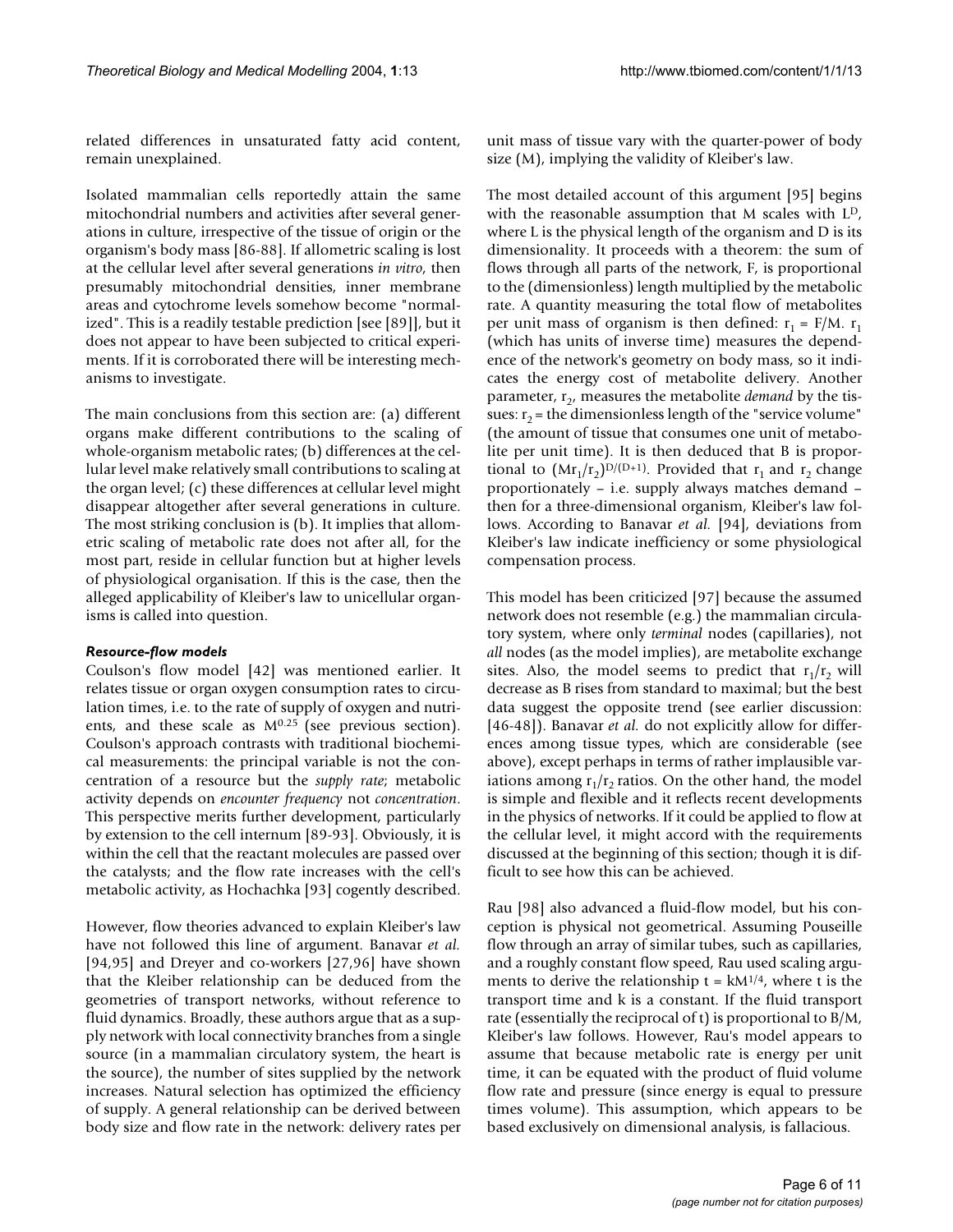related differences in unsaturated fatty acid content, remain unexplained.

Isolated mammalian cells reportedly attain the same mitochondrial numbers and activities after several generations in culture, irrespective of the tissue of origin or the organism's body mass [86-88]. If allometric scaling is lost at the cellular level after several generations *in vitro*, then presumably mitochondrial densities, inner membrane areas and cytochrome levels somehow become "normalized". This is a readily testable prediction [see [89]], but it does not appear to have been subjected to critical experiments. If it is corroborated there will be interesting mechanisms to investigate.

The main conclusions from this section are: (a) different organs make different contributions to the scaling of whole-organism metabolic rates; (b) differences at the cellular level make relatively small contributions to scaling at the organ level; (c) these differences at cellular level might disappear altogether after several generations in culture. The most striking conclusion is (b). It implies that allometric scaling of metabolic rate does not after all, for the most part, reside in cellular function but at higher levels of physiological organisation. If this is the case, then the alleged applicability of Kleiber's law to unicellular organisms is called into question.

### *Resource-flow models*

Coulson's flow model [42] was mentioned earlier. It relates tissue or organ oxygen consumption rates to circulation times, i.e. to the rate of supply of oxygen and nutrients, and these scale as $M^{0.25}$ (see previous section). Coulson's approach contrasts with traditional biochemical measurements: the principal variable is not the concentration of a resource but the *supply rate*; metabolic activity depends on *encounter frequency* not *concentration*. This perspective merits further development, particularly by extension to the cell internum [89-93]. Obviously, it is within the cell that the reactant molecules are passed over the catalysts; and the flow rate increases with the cell's metabolic activity, as Hochachka [93] cogently described.

However, flow theories advanced to explain Kleiber's law have not followed this line of argument. Banavar *et al.* [94,95] and Dreyer and co-workers [27,96] have shown that the Kleiber relationship can be deduced from the geometries of transport networks, without reference to fluid dynamics. Broadly, these authors argue that as a supply network with local connectivity branches from a single source (in a mammalian circulatory system, the heart is the source), the number of sites supplied by the network increases. Natural selection has optimized the efficiency of supply. A general relationship can be derived between body size and flow rate in the network: delivery rates per unit mass of tissue vary with the quarter-power of body size (M), implying the validity of Kleiber's law.

The most detailed account of this argument [95] begins with the reasonable assumption that M scales with $L^D$, where L is the physical length of the organism and D is its dimensionality. It proceeds with a theorem: the sum of flows through all parts of the network, F, is proportional to the (dimensionless) length multiplied by the metabolic rate. A quantity measuring the total flow of metabolites per unit mass of organism is then defined: $r_1 = F/M$. $r_1$ (which has units of inverse time) measures the dependence of the network's geometry on body mass, so it indicates the energy cost of metabolite delivery. Another parameter, $r_2$, measures the metabolite *demand* by the tissues: $r_2$ = the dimensionless length of the "service volume" (the amount of tissue that consumes one unit of metabolite per unit time). It is then deduced that B is proportional to $(Mr_1/r_2)^{D/(D+1)}$. Provided that $r_1$ and $r_2$ change proportionately – i.e. supply always matches demand – then for a three-dimensional organism, Kleiber's law follows. According to Banavar *et al.* [94], deviations from Kleiber's law indicate inefficiency or some physiological compensation process.

This model has been criticized [97] because the assumed network does not resemble (e.g.) the mammalian circulatory system, where only *terminal* nodes (capillaries), not *all* nodes (as the model implies), are metabolite exchange sites. Also, the model seems to predict that $r_1/r_2$ will decrease as B rises from standard to maximal; but the best data suggest the opposite trend (see earlier discussion: [46-48]). Banavar *et al.* do not explicitly allow for differences among tissue types, which are considerable (see above), except perhaps in terms of rather implausible variations among $r_1/r_2$ ratios. On the other hand, the model is simple and flexible and it reflects recent developments in the physics of networks. If it could be applied to flow at the cellular level, it might accord with the requirements discussed at the beginning of this section; though it is difficult to see how this can be achieved.

Rau [98] also advanced a fluid-flow model, but his conception is physical not geometrical. Assuming Pouseille flow through an array of similar tubes, such as capillaries, and a roughly constant flow speed, Rau used scaling arguments to derive the relationship $t = kM^{1/4}$, where t is the transport time and k is a constant. If the fluid transport rate (essentially the reciprocal of t) is proportional to B/M, Kleiber's law follows. However, Rau's model appears to assume that because metabolic rate is energy per unit time, it can be equated with the product of fluid volume flow rate and pressure (since energy is equal to pressure times volume). This assumption, which appears to be based exclusively on dimensional analysis, is fallacious.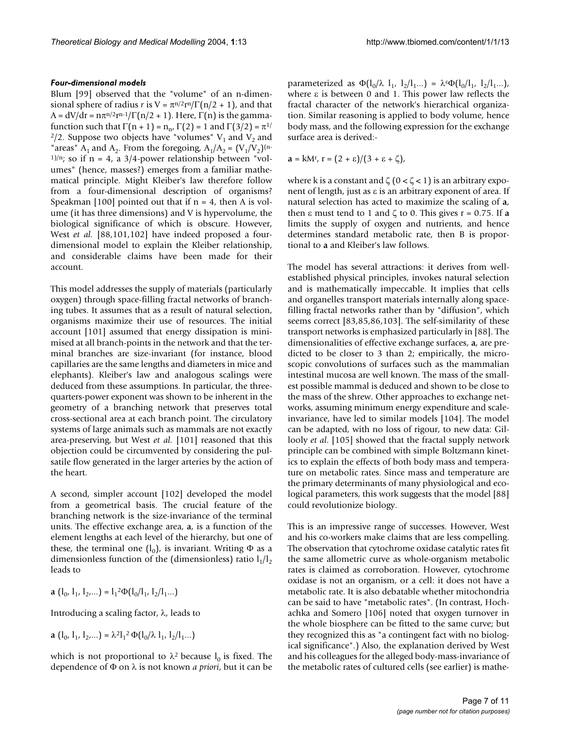### *Four-dimensional models*

Blum [99] observed that the "volume" of an n-dimensional sphere of radius *r* is $V = \pi^{n/2}r^n/\Gamma(n/2 + 1)$, and that $A = dV/dr = n\pi^{n/2}r^{n-1}/\Gamma(n/2 + 1)$. Here, $\Gamma(n)$ is the gamma-function such that $\Gamma(n + 1) = n_n$, $\Gamma(2) = 1$ and $\Gamma(3/2) = \pi^{1/2}/2$. Suppose two objects have "volumes" $V_1$ and $V_2$ and "areas" $A_1$ and $A_2$. From the foregoing, $A_1/A_2 = (V_1/V_2)^{(n-1)/n}$; so if n = 4, a 3/4-power relationship between "volumes" (hence, masses?) emerges from a familiar mathematical principle. Might Kleiber's law therefore follow from a four-dimensional description of organisms? Speakman [100] pointed out that if n = 4, then A is volume (it has three dimensions) and V is hypervolume, the biological significance of which is obscure. However, West *et al.* [88,101,102] have indeed proposed a four-dimensional model to explain the Kleiber relationship, and considerable claims have been made for their account.

This model addresses the supply of materials (particularly oxygen) through space-filling fractal networks of branching tubes. It assumes that as a result of natural selection, organisms maximize their use of resources. The initial account [101] assumed that energy dissipation is minimised at all branch-points in the network and that the terminal branches are size-invariant (for instance, blood capillaries are the same lengths and diameters in mice and elephants). Kleiber's law and analogous scalings were deduced from these assumptions. In particular, the three-quarters-power exponent was shown to be inherent in the geometry of a branching network that preserves total cross-sectional area at each branch point. The circulatory systems of large animals such as mammals are not exactly area-preserving, but West *et al.* [101] reasoned that this objection could be circumvented by considering the pulsatile flow generated in the larger arteries by the action of the heart.

A second, simpler account [102] developed the model from a geometrical basis. The crucial feature of the branching network is the size-invariance of the terminal units. The effective exchange area, **a**, is a function of the element lengths at each level of the hierarchy, but one of these, the terminal one ($l_0$), is invariant. Writing $\Phi$ as a dimensionless function of the (dimensionless) ratio $l_1/l_2$ leads to

$$\mathbf{a}\,(l_0, l_1, l_2,...) = l_1^2\Phi(l_0/l_1, l_2/l_1...)$$

Introducing a scaling factor, $\lambda$, leads to

$$\mathbf{a}\,(l_0, l_1, l_2,...) = \lambda^2 l_1^2\,\Phi(l_0/\lambda\, l_1, l_2/l_1...)$$

which is not proportional to $\lambda^2$ because $l_0$ is fixed. The dependence of $\Phi$ on $\lambda$ is not known *a priori*, but it can be parameterized as $\Phi(l_0/\lambda\, l_1, l_2/l_1...) = \lambda^\varepsilon\Phi(l_0/l_1, l_2/l_1...)$, where $\varepsilon$ is between 0 and 1. This power law reflects the fractal character of the network's hierarchical organization. Similar reasoning is applied to body volume, hence body mass, and the following expression for the exchange surface area is derived:-

$$\mathbf{a} = kM^r,\ r = (2 + \varepsilon)/(3 + \varepsilon + \zeta),$$

where k is a constant and $\zeta$ ($0 < \zeta < 1$) is an arbitrary exponent of length, just as $\varepsilon$ is an arbitrary exponent of area. If natural selection has acted to maximize the scaling of **a**, then $\varepsilon$ must tend to 1 and $\zeta$ to 0. This gives r = 0.75. If **a** limits the supply of oxygen and nutrients, and hence determines standard metabolic rate, then B is proportional to **a** and Kleiber's law follows.

The model has several attractions: it derives from well-established physical principles, invokes natural selection and is mathematically impeccable. It implies that cells and organelles transport materials internally along space-filling fractal networks rather than by "diffusion", which seems correct [83,85,86,103]. The self-similarity of these transport networks is emphasized particularly in [88]. The dimensionalities of effective exchange surfaces, **a**, are predicted to be closer to 3 than 2; empirically, the microscopic convolutions of surfaces such as the mammalian intestinal mucosa are well known. The mass of the smallest possible mammal is deduced and shown to be close to the mass of the shrew. Other approaches to exchange networks, assuming minimum energy expenditure and scale-invariance, have led to similar models [104]. The model can be adapted, with no loss of rigour, to new data: Gillooly *et al.* [105] showed that the fractal supply network principle can be combined with simple Boltzmann kinetics to explain the effects of both body mass and temperature on metabolic rates. Since mass and temperature are the primary determinants of many physiological and ecological parameters, this work suggests that the model [88] could revolutionize biology.

This is an impressive range of successes. However, West and his co-workers make claims that are less compelling. The observation that cytochrome oxidase catalytic rates fit the same allometric curve as whole-organism metabolic rates is claimed as corroboration. However, cytochrome oxidase is not an organism, or a cell: it does not have a metabolic rate. It is also debatable whether mitochondria can be said to have "metabolic rates". (In contrast, Hochachka and Somero [106] noted that oxygen turnover in the whole biosphere can be fitted to the same curve; but they recognized this as "a contingent fact with no biological significance".) Also, the explanation derived by West and his colleagues for the alleged body-mass-invariance of the metabolic rates of cultured cells (see earlier) is mathe-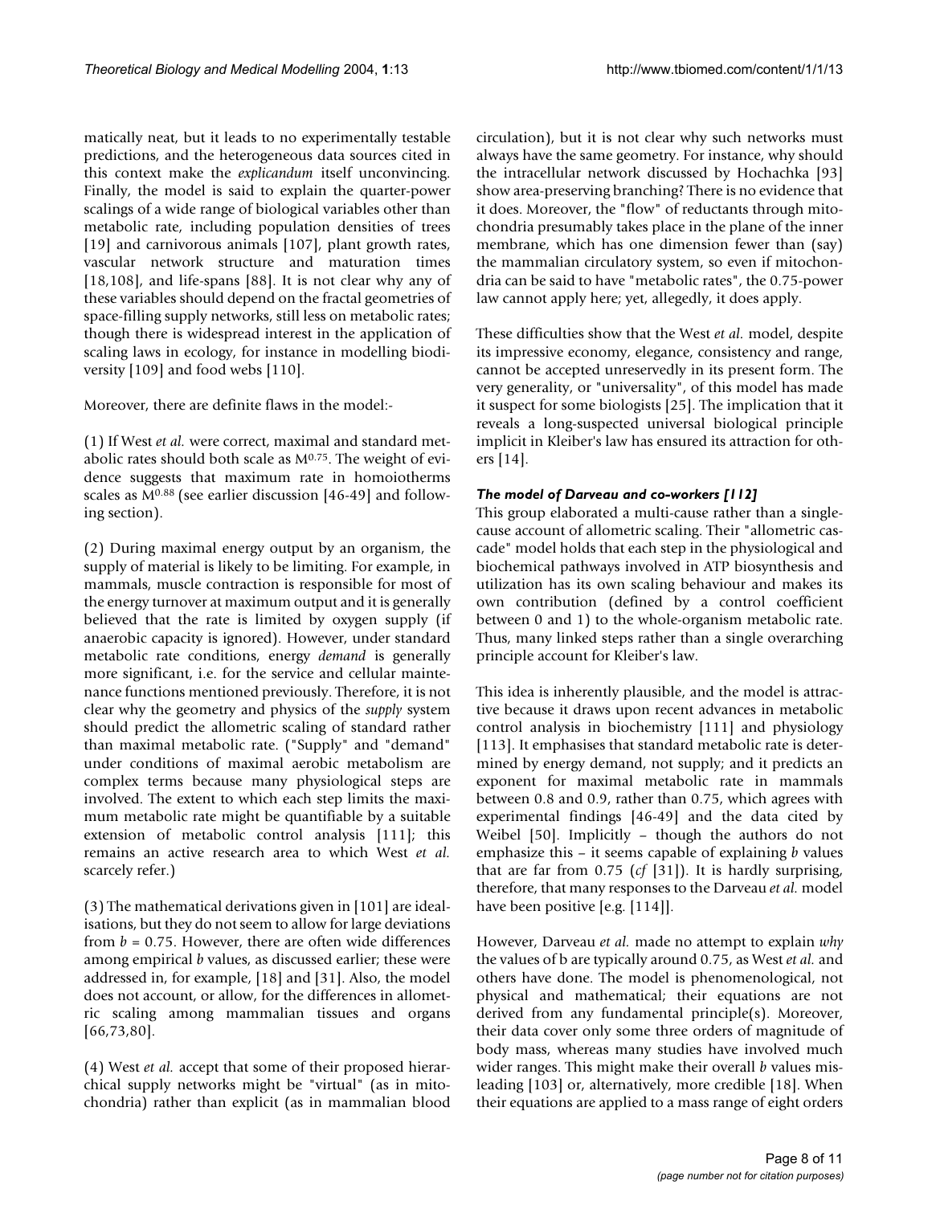matically neat, but it leads to no experimentally testable predictions, and the heterogeneous data sources cited in this context make the *explicandum* itself unconvincing. Finally, the model is said to explain the quarter-power scalings of a wide range of biological variables other than metabolic rate, including population densities of trees [19] and carnivorous animals [107], plant growth rates, vascular network structure and maturation times [18,108], and life-spans [88]. It is not clear why any of these variables should depend on the fractal geometries of space-filling supply networks, still less on metabolic rates; though there is widespread interest in the application of scaling laws in ecology, for instance in modelling biodiversity [109] and food webs [110].

Moreover, there are definite flaws in the model:-

(1) If West *et al.* were correct, maximal and standard metabolic rates should both scale as $M^{0.75}$. The weight of evidence suggests that maximum rate in homoiotherms scales as $M^{0.88}$ (see earlier discussion [46-49] and following section).

(2) During maximal energy output by an organism, the supply of material is likely to be limiting. For example, in mammals, muscle contraction is responsible for most of the energy turnover at maximum output and it is generally believed that the rate is limited by oxygen supply (if anaerobic capacity is ignored). However, under standard metabolic rate conditions, energy *demand* is generally more significant, i.e. for the service and cellular maintenance functions mentioned previously. Therefore, it is not clear why the geometry and physics of the *supply* system should predict the allometric scaling of standard rather than maximal metabolic rate. ("Supply" and "demand" under conditions of maximal aerobic metabolism are complex terms because many physiological steps are involved. The extent to which each step limits the maximum metabolic rate might be quantifiable by a suitable extension of metabolic control analysis [111]; this remains an active research area to which West *et al.* scarcely refer.)

(3) The mathematical derivations given in [101] are idealisations, but they do not seem to allow for large deviations from $b = 0.75$. However, there are often wide differences among empirical $b$ values, as discussed earlier; these were addressed in, for example, [18] and [31]. Also, the model does not account, or allow, for the differences in allometric scaling among mammalian tissues and organs [66,73,80].

(4) West *et al.* accept that some of their proposed hierarchical supply networks might be "virtual" (as in mitochondria) rather than explicit (as in mammalian blood circulation), but it is not clear why such networks must always have the same geometry. For instance, why should the intracellular network discussed by Hochachka [93] show area-preserving branching? There is no evidence that it does. Moreover, the "flow" of reductants through mitochondria presumably takes place in the plane of the inner membrane, which has one dimension fewer than (say) the mammalian circulatory system, so even if mitochondria can be said to have "metabolic rates", the 0.75-power law cannot apply here; yet, allegedly, it does apply.

These difficulties show that the West *et al.* model, despite its impressive economy, elegance, consistency and range, cannot be accepted unreservedly in its present form. The very generality, or "universality", of this model has made it suspect for some biologists [25]. The implication that it reveals a long-suspected universal biological principle implicit in Kleiber's law has ensured its attraction for others [14].

### *The model of Darveau and co-workers [112]*

This group elaborated a multi-cause rather than a single-cause account of allometric scaling. Their "allometric cascade" model holds that each step in the physiological and biochemical pathways involved in ATP biosynthesis and utilization has its own scaling behaviour and makes its own contribution (defined by a control coefficient between 0 and 1) to the whole-organism metabolic rate. Thus, many linked steps rather than a single overarching principle account for Kleiber's law.

This idea is inherently plausible, and the model is attractive because it draws upon recent advances in metabolic control analysis in biochemistry [111] and physiology [113]. It emphasises that standard metabolic rate is determined by energy demand, not supply; and it predicts an exponent for maximal metabolic rate in mammals between 0.8 and 0.9, rather than 0.75, which agrees with experimental findings [46-49] and the data cited by Weibel [50]. Implicitly – though the authors do not emphasize this – it seems capable of explaining $b$ values that are far from 0.75 (*cf* [31]). It is hardly surprising, therefore, that many responses to the Darveau *et al.* model have been positive [e.g. [114]].

However, Darveau *et al.* made no attempt to explain *why* the values of b are typically around 0.75, as West *et al.* and others have done. The model is phenomenological, not physical and mathematical; their equations are not derived from any fundamental principle(s). Moreover, their data cover only some three orders of magnitude of body mass, whereas many studies have involved much wider ranges. This might make their overall $b$ values misleading [103] or, alternatively, more credible [18]. When their equations are applied to a mass range of eight orders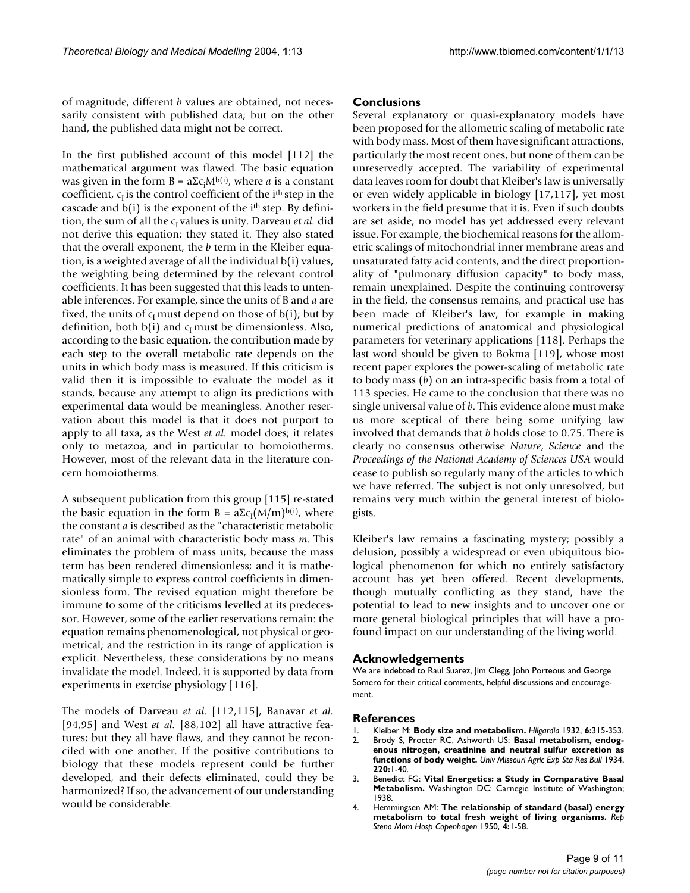of magnitude, different *b* values are obtained, not necessarily consistent with published data; but on the other hand, the published data might not be correct.

In the first published account of this model [112] the mathematical argument was flawed. The basic equation was given in the form $B = a\Sigma c_i M^{b(i)}$, where *a* is a constant coefficient, $c_I$ is the control coefficient of the $i^{th}$ step in the cascade and b(i) is the exponent of the $i^{th}$ step. By definition, the sum of all the $c_I$ values is unity. Darveau *et al.* did not derive this equation; they stated it. They also stated that the overall exponent, the *b* term in the Kleiber equation, is a weighted average of all the individual b(i) values, the weighting being determined by the relevant control coefficients. It has been suggested that this leads to untenable inferences. For example, since the units of B and *a* are fixed, the units of $c_I$ must depend on those of b(i); but by definition, both b(i) and $c_I$ must be dimensionless. Also, according to the basic equation, the contribution made by each step to the overall metabolic rate depends on the units in which body mass is measured. If this criticism is valid then it is impossible to evaluate the model as it stands, because any attempt to align its predictions with experimental data would be meaningless. Another reservation about this model is that it does not purport to apply to all taxa, as the West *et al.* model does; it relates only to metazoa, and in particular to homoiotherms. However, most of the relevant data in the literature concern homoiotherms.

A subsequent publication from this group [115] re-stated the basic equation in the form $B = a\Sigma c_I (M/m)^{b(i)}$, where the constant *a* is described as the "characteristic metabolic rate" of an animal with characteristic body mass *m*. This eliminates the problem of mass units, because the mass term has been rendered dimensionless; and it is mathematically simple to express control coefficients in dimensionless form. The revised equation might therefore be immune to some of the criticisms levelled at its predecessor. However, some of the earlier reservations remain: the equation remains phenomenological, not physical or geometrical; and the restriction in its range of application is explicit. Nevertheless, these considerations by no means invalidate the model. Indeed, it is supported by data from experiments in exercise physiology [116].

The models of Darveau *et al.* [112,115], Banavar *et al.* [94,95] and West *et al.* [88,102] all have attractive features; but they all have flaws, and they cannot be reconciled with one another. If the positive contributions to biology that these models represent could be further developed, and their defects eliminated, could they be harmonized? If so, the advancement of our understanding would be considerable.

## Conclusions

Several explanatory or quasi-explanatory models have been proposed for the allometric scaling of metabolic rate with body mass. Most of them have significant attractions, particularly the most recent ones, but none of them can be unreservedly accepted. The variability of experimental data leaves room for doubt that Kleiber's law is universally or even widely applicable in biology [17,117], yet most workers in the field presume that it is. Even if such doubts are set aside, no model has yet addressed every relevant issue. For example, the biochemical reasons for the allometric scalings of mitochondrial inner membrane areas and unsaturated fatty acid contents, and the direct proportionality of "pulmonary diffusion capacity" to body mass, remain unexplained. Despite the continuing controversy in the field, the consensus remains, and practical use has been made of Kleiber's law, for example in making numerical predictions of anatomical and physiological parameters for veterinary applications [118]. Perhaps the last word should be given to Bokma [119], whose most recent paper explores the power-scaling of metabolic rate to body mass (*b*) on an intra-specific basis from a total of 113 species. He came to the conclusion that there was no single universal value of *b*. This evidence alone must make us more sceptical of there being some unifying law involved that demands that *b* holds close to 0.75. There is clearly no consensus otherwise *Nature*, *Science* and the *Proceedings of the National Academy of Sciences USA* would cease to publish so regularly many of the articles to which we have referred. The subject is not only unresolved, but remains very much within the general interest of biologists.

Kleiber's law remains a fascinating mystery; possibly a delusion, possibly a widespread or even ubiquitous biological phenomenon for which no entirely satisfactory account has yet been offered. Recent developments, though mutually conflicting as they stand, have the potential to lead to new insights and to uncover one or more general biological principles that will have a profound impact on our understanding of the living world.

## Acknowledgements

We are indebted to Raul Suarez, Jim Clegg, John Porteous and George Somero for their critical comments, helpful discussions and encouragement.

## References

1. Kleiber M: **Body size and metabolism.** *Hilgardia* 1932, **6:**315-353.
2. Brody S, Procter RC, Ashworth US: **Basal metabolism, endogenous nitrogen, creatinine and neutral sulfur excretion as functions of body weight.** *Univ Missouri Agric Exp Sta Res Bull* 1934, **220:**1-40.
3. Benedict FG: **Vital Energetics: a Study in Comparative Basal Metabolism.** Washington DC: Carnegie Institute of Washington; 1938.
4. Hemmingsen AM: **The relationship of standard (basal) energy metabolism to total fresh weight of living organisms.** *Rep Steno Mom Hosp Copenhagen* 1950, **4:**1-58.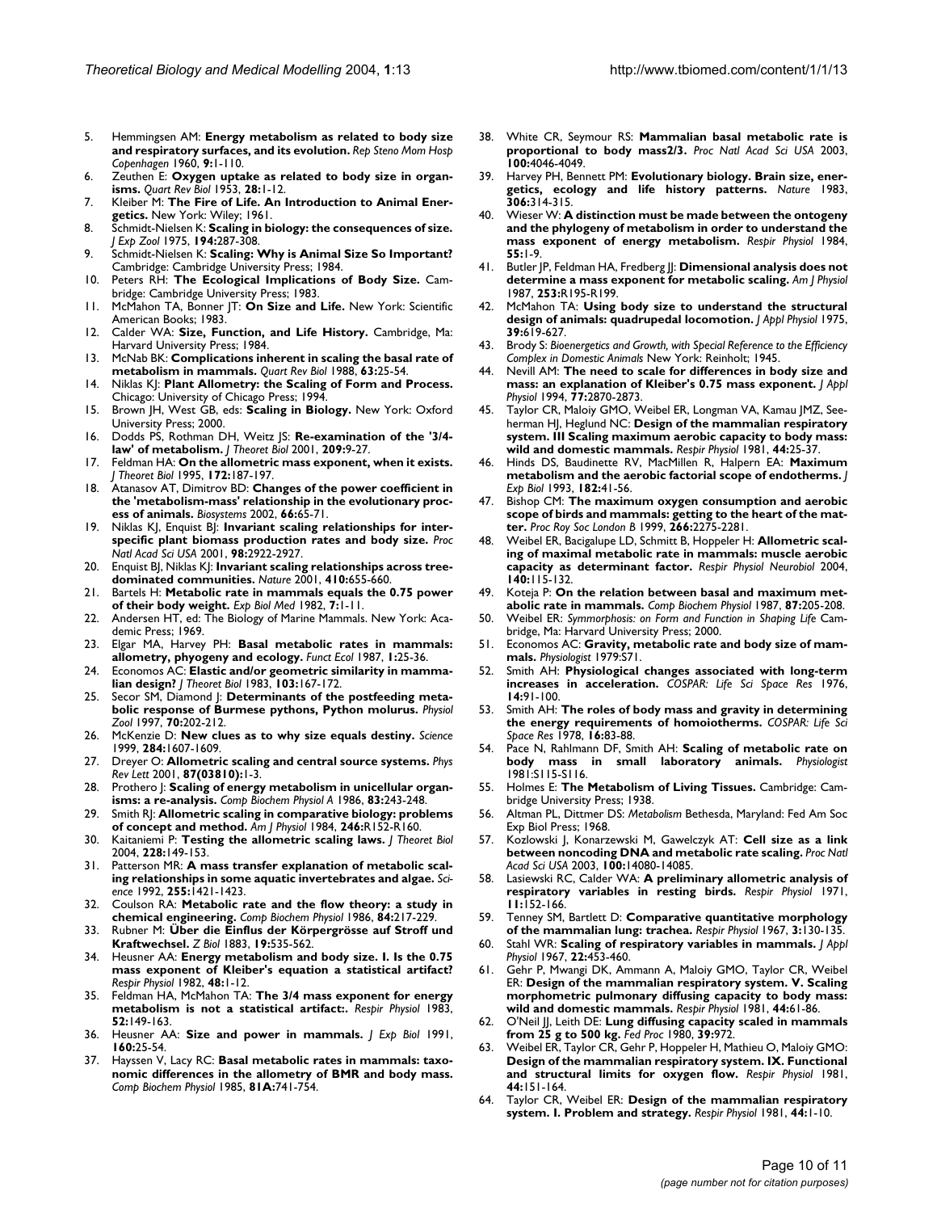5. Hemmingsen AM: **Energy metabolism as related to body size and respiratory surfaces, and its evolution.** *Rep Steno Mom Hosp Copenhagen* 1960, **9:**1-110.
6. Zeuthen E: **Oxygen uptake as related to body size in organisms.** *Quart Rev Biol* 1953, **28:**1-12.
7. Kleiber M: **The Fire of Life. An Introduction to Animal Energetics.** New York: Wiley; 1961.
8. Schmidt-Nielsen K: **Scaling in biology: the consequences of size.** *J Exp Zool* 1975, **194:**287-308.
9. Schmidt-Nielsen K: **Scaling: Why is Animal Size So Important?** Cambridge: Cambridge University Press; 1984.
10. Peters RH: **The Ecological Implications of Body Size.** Cambridge: Cambridge University Press; 1983.
11. McMahon TA, Bonner JT: **On Size and Life.** New York: Scientific American Books; 1983.
12. Calder WA: **Size, Function, and Life History.** Cambridge, Ma: Harvard University Press; 1984.
13. McNab BK: **Complications inherent in scaling the basal rate of metabolism in mammals.** *Quart Rev Biol* 1988, **63:**25-54.
14. Niklas KJ: **Plant Allometry: the Scaling of Form and Process.** Chicago: University of Chicago Press; 1994.
15. Brown JH, West GB, eds: **Scaling in Biology.** New York: Oxford University Press; 2000.
16. Dodds PS, Rothman DH, Weitz JS: **Re-examination of the '3/4-law' of metabolism.** *J Theoret Biol* 2001, **209:**9-27.
17. Feldman HA: **On the allometric mass exponent, when it exists.** *J Theoret Biol* 1995, **172:**187-197.
18. Atanasov AT, Dimitrov BD: **Changes of the power coefficient in the 'metabolism-mass' relationship in the evolutionary process of animals.** *Biosystems* 2002, **66:**65-71.
19. Niklas KJ, Enquist BJ: **Invariant scaling relationships for interspecific plant biomass production rates and body size.** *Proc Natl Acad Sci USA* 2001, **98:**2922-2927.
20. Enquist BJ, Niklas KJ: **Invariant scaling relationships across tree-dominated communities.** *Nature* 2001, **410:**655-660.
21. Bartels H: **Metabolic rate in mammals equals the 0.75 power of their body weight.** *Exp Biol Med* 1982, **7:**1-11.
22. Andersen HT, ed: The Biology of Marine Mammals. New York: Academic Press; 1969.
23. Elgar MA, Harvey PH: **Basal metabolic rates in mammals: allometry, phyogeny and ecology.** *Funct Ecol* 1987, **1:**25-36.
24. Economos AC: **Elastic and/or geometric similarity in mammalian design?** *J Theoret Biol* 1983, **103:**167-172.
25. Secor SM, Diamond J: **Determinants of the postfeeding metabolic response of Burmese pythons, Python molurus.** *Physiol Zool* 1997, **70:**202-212.
26. McKenzie D: **New clues as to why size equals destiny.** *Science* 1999, **284:**1607-1609.
27. Dreyer O: **Allometric scaling and central source systems.** *Phys Rev Lett* 2001, **87(03810):**1-3.
28. Prothero J: **Scaling of energy metabolism in unicellular organisms: a re-analysis.** *Comp Biochem Physiol A* 1986, **83:**243-248.
29. Smith RJ: **Allometric scaling in comparative biology: problems of concept and method.** *Am J Physiol* 1984, **246:**R152-R160.
30. Kaitaniemi P: **Testing the allometric scaling laws.** *J Theoret Biol* 2004, **228:**149-153.
31. Patterson MR: **A mass transfer explanation of metabolic scaling relationships in some aquatic invertebrates and algae.** *Science* 1992, **255:**1421-1423.
32. Coulson RA: **Metabolic rate and the flow theory: a study in chemical engineering.** *Comp Biochem Physiol* 1986, **84:**217-229.
33. Rubner M: **Über die Einflus der Körpergrösse auf Stroff und Kraftwechsel.** *Z Biol* 1883, **19:**535-562.
34. Heusner AA: **Energy metabolism and body size. I. Is the 0.75 mass exponent of Kleiber's equation a statistical artifact?** *Respir Physiol* 1982, **48:**1-12.
35. Feldman HA, McMahon TA: **The 3/4 mass exponent for energy metabolism is not a statistical artifact:.** *Respir Physiol* 1983, **52:**149-163.
36. Heusner AA: **Size and power in mammals.** *J Exp Biol* 1991, **160:**25-54.
37. Hayssen V, Lacy RC: **Basal metabolic rates in mammals: taxonomic differences in the allometry of BMR and body mass.** *Comp Biochem Physiol* 1985, **81A:**741-754.
38. White CR, Seymour RS: **Mammalian basal metabolic rate is proportional to body mass2/3.** *Proc Natl Acad Sci USA* 2003, **100:**4046-4049.
39. Harvey PH, Bennett PM: **Evolutionary biology. Brain size, energetics, ecology and life history patterns.** *Nature* 1983, **306:**314-315.
40. Wieser W: **A distinction must be made between the ontogeny and the phylogeny of metabolism in order to understand the mass exponent of energy metabolism.** *Respir Physiol* 1984, **55:**1-9.
41. Butler JP, Feldman HA, Fredberg JJ: **Dimensional analysis does not determine a mass exponent for metabolic scaling.** *Am J Physiol* 1987, **253:**R195-R199.
42. McMahon TA: **Using body size to understand the structural design of animals: quadrupedal locomotion.** *J Appl Physiol* 1975, **39:**619-627.
43. Brody S: *Bioenergetics and Growth, with Special Reference to the Efficiency Complex in Domestic Animals* New York: Reinholt; 1945.
44. Nevill AM: **The need to scale for differences in body size and mass: an explanation of Kleiber's 0.75 mass exponent.** *J Appl Physiol* 1994, **77:**2870-2873.
45. Taylor CR, Maloiy GMO, Weibel ER, Longman VA, Kamau JMZ, Seeherman HJ, Heglund NC: **Design of the mammalian respiratory system. III Scaling maximum aerobic capacity to body mass: wild and domestic mammals.** *Respir Physiol* 1981, **44:**25-37.
46. Hinds DS, Baudinette RV, MacMillen R, Halpern EA: **Maximum metabolism and the aerobic factorial scope of endotherms.** *J Exp Biol* 1993, **182:**41-56.
47. Bishop CM: **The maximum oxygen consumption and aerobic scope of birds and mammals: getting to the heart of the matter.** *Proc Roy Soc London B* 1999, **266:**2275-2281.
48. Weibel ER, Bacigalupe LD, Schmitt B, Hoppeler H: **Allometric scaling of maximal metabolic rate in mammals: muscle aerobic capacity as determinant factor.** *Respir Physiol Neurobiol* 2004, **140:**115-132.
49. Koteja P: **On the relation between basal and maximum metabolic rate in mammals.** *Comp Biochem Physiol* 1987, **87:**205-208.
50. Weibel ER: *Symmorphosis: on Form and Function in Shaping Life* Cambridge, Ma: Harvard University Press; 2000.
51. Economos AC: **Gravity, metabolic rate and body size of mammals.** *Physiologist* 1979:S71.
52. Smith AH: **Physiological changes associated with long-term increases in acceleration.** *COSPAR: Life Sci Space Res* 1976, **14:**91-100.
53. Smith AH: **The roles of body mass and gravity in determining the energy requirements of homoiotherms.** *COSPAR: Life Sci Space Res* 1978, **16:**83-88.
54. Pace N, Rahlmann DF, Smith AH: **Scaling of metabolic rate on body mass in small laboratory animals.** *Physiologist* 1981:S115-S116.
55. Holmes E: **The Metabolism of Living Tissues.** Cambridge: Cambridge University Press; 1938.
56. Altman PL, Dittmer DS: *Metabolism* Bethesda, Maryland: Fed Am Soc Exp Biol Press; 1968.
57. Kozlowski J, Konarzewski M, Gawelczyk AT: **Cell size as a link between noncoding DNA and metabolic rate scaling.** *Proc Natl Acad Sci USA* 2003, **100:**14080-14085.
58. Lasiewski RC, Calder WA: **A preliminary allometric analysis of respiratory variables in resting birds.** *Respir Physiol* 1971, **11:**152-166.
59. Tenney SM, Bartlett D: **Comparative quantitative morphology of the mammalian lung: trachea.** *Respir Physiol* 1967, **3:**130-135.
60. Stahl WR: **Scaling of respiratory variables in mammals.** *J Appl Physiol* 1967, **22:**453-460.
61. Gehr P, Mwangi DK, Ammann A, Maloiy GMO, Taylor CR, Weibel ER: **Design of the mammalian respiratory system. V. Scaling morphometric pulmonary diffusing capacity to body mass: wild and domestic mammals.** *Respir Physiol* 1981, **44:**61-86.
62. O'Neil JJ, Leith DE: **Lung diffusing capacity scaled in mammals from 25 g to 500 kg.** *Fed Proc* 1980, **39:**972.
63. Weibel ER, Taylor CR, Gehr P, Hoppeler H, Mathieu O, Maloiy GMO: **Design of the mammalian respiratory system. IX. Functional and structural limits for oxygen flow.** *Respir Physiol* 1981, **44:**151-164.
64. Taylor CR, Weibel ER: **Design of the mammalian respiratory system. I. Problem and strategy.** *Respir Physiol* 1981, **44:**1-10.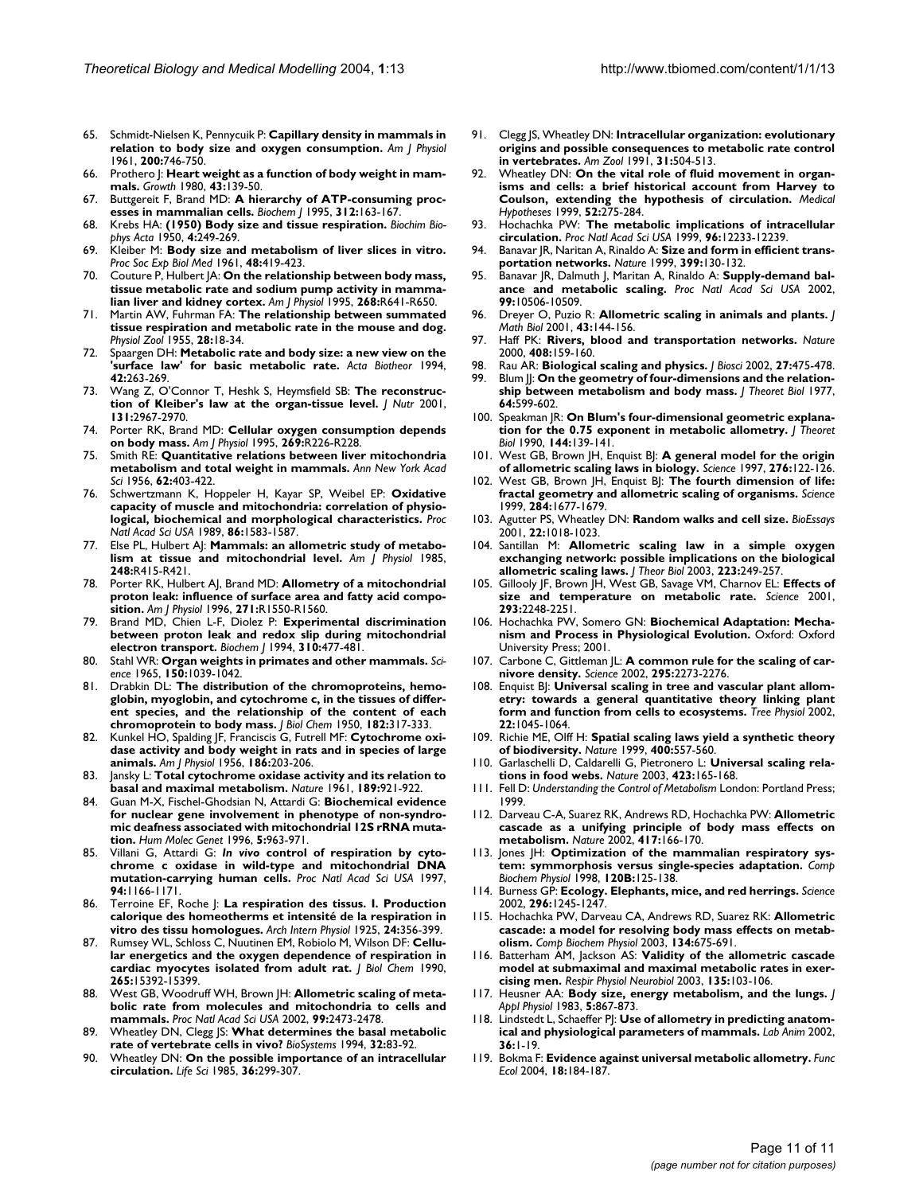65. Schmidt-Nielsen K, Pennycuik P: **Capillary density in mammals in relation to body size and oxygen consumption.** *Am J Physiol* 1961, **200:**746-750.
66. Prothero J: **Heart weight as a function of body weight in mammals.** *Growth* 1980, **43:**139-50.
67. Buttgereit F, Brand MD: **A hierarchy of ATP-consuming processes in mammalian cells.** *Biochem J* 1995, **312:**163-167.
68. Krebs HA: **(1950) Body size and tissue respiration.** *Biochim Biophys Acta* 1950, **4:**249-269.
69. Kleiber M: **Body size and metabolism of liver slices in vitro.** *Proc Soc Exp Biol Med* 1961, **48:**419-423.
70. Couture P, Hulbert JA: **On the relationship between body mass, tissue metabolic rate and sodium pump activity in mammalian liver and kidney cortex.** *Am J Physiol* 1995, **268:**R641-R650.
71. Martin AW, Fuhrman FA: **The relationship between summated tissue respiration and metabolic rate in the mouse and dog.** *Physiol Zool* 1955, **28:**18-34.
72. Spaargen DH: **Metabolic rate and body size: a new view on the 'surface law' for basic metabolic rate.** *Acta Biotheor* 1994, **42:**263-269.
73. Wang Z, O'Connor T, Heshk S, Heymsfield SB: **The reconstruction of Kleiber's law at the organ-tissue level.** *J Nutr* 2001, **131:**2967-2970.
74. Porter RK, Brand MD: **Cellular oxygen consumption depends on body mass.** *Am J Physiol* 1995, **269:**R226-R228.
75. Smith RE: **Quantitative relations between liver mitochondria metabolism and total weight in mammals.** *Ann New York Acad Sci* 1956, **62:**403-422.
76. Schwertzmann K, Hoppeler H, Kayar SP, Weibel EP: **Oxidative capacity of muscle and mitochondria: correlation of physiological, biochemical and morphological characteristics.** *Proc Natl Acad Sci USA* 1989, **86:**1583-1587.
77. Else PL, Hulbert AJ: **Mammals: an allometric study of metabolism at tissue and mitochondrial level.** *Am J Physiol* 1985, **248:**R415-R421.
78. Porter RK, Hulbert AJ, Brand MD: **Allometry of a mitochondrial proton leak: influence of surface area and fatty acid composition.** *Am J Physiol* 1996, **271:**R1550-R1560.
79. Brand MD, Chien L-F, Diolez P: **Experimental discrimination between proton leak and redox slip during mitochondrial electron transport.** *Biochem J* 1994, **310:**477-481.
80. Stahl WR: **Organ weights in primates and other mammals.** *Science* 1965, **150:**1039-1042.
81. Drabkin DL: **The distribution of the chromoproteins, hemoglobin, myoglobin, and cytochrome c, in the tissues of different species, and the relationship of the content of each chromoprotein to body mass.** *J Biol Chem* 1950, **182:**317-333.
82. Kunkel HO, Spalding JF, Franciscis G, Futrell MF: **Cytochrome oxidase activity and body weight in rats and in species of large animals.** *Am J Physiol* 1956, **186:**203-206.
83. Jansky L: **Total cytochrome oxidase activity and its relation to basal and maximal metabolism.** *Nature* 1961, **189:**921-922.
84. Guan M-X, Fischel-Ghodsian N, Attardi G: **Biochemical evidence for nuclear gene involvement in phenotype of non-syndromic deafness associated with mitochondrial 12S rRNA mutation.** *Hum Molec Genet* 1996, **5:**963-971.
85. Villani G, Attardi G: ***In vivo* control of respiration by cytochrome c oxidase in wild-type and mitochondrial DNA mutation-carrying human cells.** *Proc Natl Acad Sci USA* 1997, **94:**1166-1171.
86. Terroine EF, Roche J: **La respiration des tissus. I. Production calorique des homeotherms et intensité de la respiration in vitro des tissu homologues.** *Arch Intern Physiol* 1925, **24:**356-399.
87. Rumsey WL, Schloss C, Nuutinen EM, Robiolo M, Wilson DF: **Cellular energetics and the oxygen dependence of respiration in cardiac myocytes isolated from adult rat.** *J Biol Chem* 1990, **265:**15392-15399.
88. West GB, Woodruff WH, Brown JH: **Allometric scaling of metabolic rate from molecules and mitochondria to cells and mammals.** *Proc Natl Acad Sci USA* 2002, **99:**2473-2478.
89. Wheatley DN, Clegg JS: **What determines the basal metabolic rate of vertebrate cells in vivo?** *BioSystems* 1994, **32:**83-92.
90. Wheatley DN: **On the possible importance of an intracellular circulation.** *Life Sci* 1985, **36:**299-307.
91. Clegg JS, Wheatley DN: **Intracellular organization: evolutionary origins and possible consequences to metabolic rate control in vertebrates.** *Am Zool* 1991, **31:**504-513.
92. Wheatley DN: **On the vital role of fluid movement in organisms and cells: a brief historical account from Harvey to Coulson, extending the hypothesis of circulation.** *Medical Hypotheses* 1999, **52:**275-284.
93. Hochachka PW: **The metabolic implications of intracellular circulation.** *Proc Natl Acad Sci USA* 1999, **96:**12233-12239.
94. Banavar JR, Naritan A, Rinaldo A: **Size and form in efficient transportation networks.** *Nature* 1999, **399:**130-132.
95. Banavar JR, Dalmuth J, Maritan A, Rinaldo A: **Supply-demand balance and metabolic scaling.** *Proc Natl Acad Sci USA* 2002, **99:**10506-10509.
96. Dreyer O, Puzio R: **Allometric scaling in animals and plants.** *J Math Biol* 2001, **43:**144-156.
97. Haff PK: **Rivers, blood and transportation networks.** *Nature* 2000, **408:**159-160.
98. Rau AR: **Biological scaling and physics.** *J Biosci* 2002, **27:**475-478.
99. Blum JJ: **On the geometry of four-dimensions and the relationship between metabolism and body mass.** *J Theoret Biol* 1977, **64:**599-602.
100. Speakman JR: **On Blum's four-dimensional geometric explanation for the 0.75 exponent in metabolic allometry.** *J Theoret Biol* 1990, **144:**139-141.
101. West GB, Brown JH, Enquist BJ: **A general model for the origin of allometric scaling laws in biology.** *Science* 1997, **276:**122-126.
102. West GB, Brown JH, Enquist BJ: **The fourth dimension of life: fractal geometry and allometric scaling of organisms.** *Science* 1999, **284:**1677-1679.
103. Agutter PS, Wheatley DN: **Random walks and cell size.** *BioEssays* 2001, **22:**1018-1023.
104. Santillan M: **Allometric scaling law in a simple oxygen exchanging network: possible implications on the biological allometric scaling laws.** *J Theor Biol* 2003, **223:**249-257.
105. Gillooly JF, Brown JH, West GB, Savage VM, Charnov EL: **Effects of size and temperature on metabolic rate.** *Science* 2001, **293:**2248-2251.
106. Hochachka PW, Somero GN: **Biochemical Adaptation: Mechanism and Process in Physiological Evolution.** Oxford: Oxford University Press; 2001.
107. Carbone C, Gittleman JL: **A common rule for the scaling of carnivore density.** *Science* 2002, **295:**2273-2276.
108. Enquist BJ: **Universal scaling in tree and vascular plant allometry: towards a general quantitative theory linking plant form and function from cells to ecosystems.** *Tree Physiol* 2002, **22:**1045-1064.
109. Richie ME, Olff H: **Spatial scaling laws yield a synthetic theory of biodiversity.** *Nature* 1999, **400:**557-560.
110. Garlaschelli D, Caldarelli G, Pietronero L: **Universal scaling relations in food webs.** *Nature* 2003, **423:**165-168.
111. Fell D: *Understanding the Control of Metabolism* London: Portland Press; 1999.
112. Darveau C-A, Suarez RK, Andrews RD, Hochachka PW: **Allometric cascade as a unifying principle of body mass effects on metabolism.** *Nature* 2002, **417:**166-170.
113. Jones JH: **Optimization of the mammalian respiratory system: symmorphosis versus single-species adaptation.** *Comp Biochem Physiol* 1998, **120B:**125-138.
114. Burness GP: **Ecology. Elephants, mice, and red herrings.** *Science* 2002, **296:**1245-1247.
115. Hochachka PW, Darveau CA, Andrews RD, Suarez RK: **Allometric cascade: a model for resolving body mass effects on metabolism.** *Comp Biochem Physiol* 2003, **134:**675-691.
116. Batterham AM, Jackson AS: **Validity of the allometric cascade model at submaximal and maximal metabolic rates in exercising men.** *Respir Physiol Neurobiol* 2003, **135:**103-106.
117. Heusner AA: **Body size, energy metabolism, and the lungs.** *J Appl Physiol* 1983, **5:**867-873.
118. Lindstedt L, Schaeffer PJ: **Use of allometry in predicting anatomical and physiological parameters of mammals.** *Lab Anim* 2002, **36:**1-19.
119. Bokma F: **Evidence against universal metabolic allometry.** *Func Ecol* 2004, **18:**184-187.